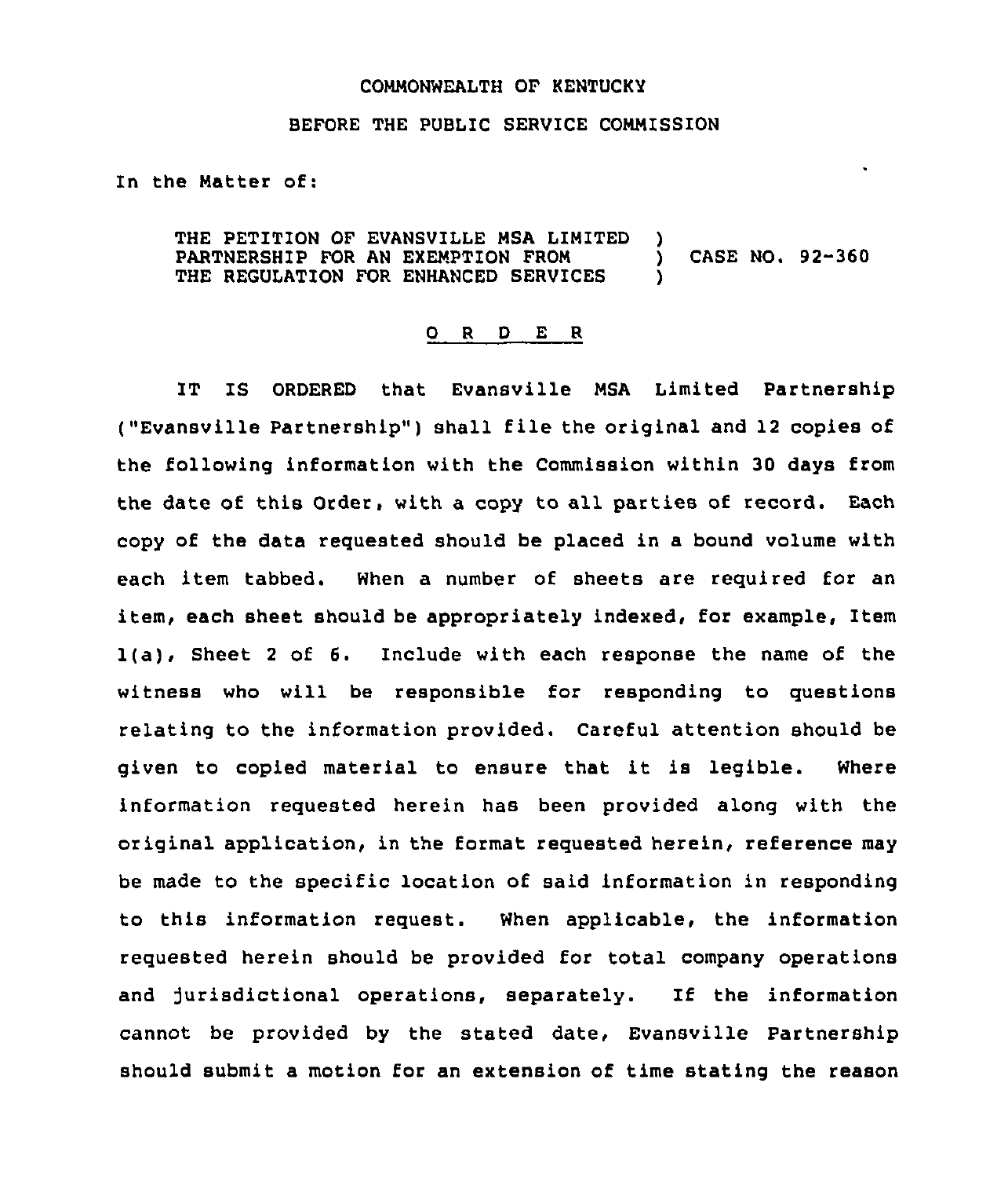COMMONWEALTH OF KENTUCKY

BEFORE THE PUBLIC SERVICE COMMISSION

In the Matter of:

THE PETITION OF EVANSVILLE MSA LIMITED PARTNERSHIP FOR AN EXEMPTION FROM THE REGULATION FOR ENHANCED SERVICES ) CASE NO. 92-360

## O R D E R

IT IS ORDERED that Evansville MSA Limited Partnership ("Evansville Partnership") shall file the original and 12 copies of the following information with the Commission within 30 days from the date of this Order, with a copy to all parties of record. Each copy of the data requested should be placed in a bound volume with each item tabbed. When a number of sheets are required for an item, each sheet should be appropriately indexed, for example, Item 1(a), Sheet 2 of 6. Include with each response the name of the witness who will be responsible for responding to questions relating to the information provided. Careful attention should be given to copied material to ensure that it is legible. Where information requested herein has been provided along with the original application, in the format requested herein, reference may be made to the specific location of said information in responding to this information request. When applicable, the information requested herein should be provided for total company operations and jurisdictional operations, separately. If the information cannot be provided by the stated date, Evansville Partnership should submit a motion for an extension of time stating the reason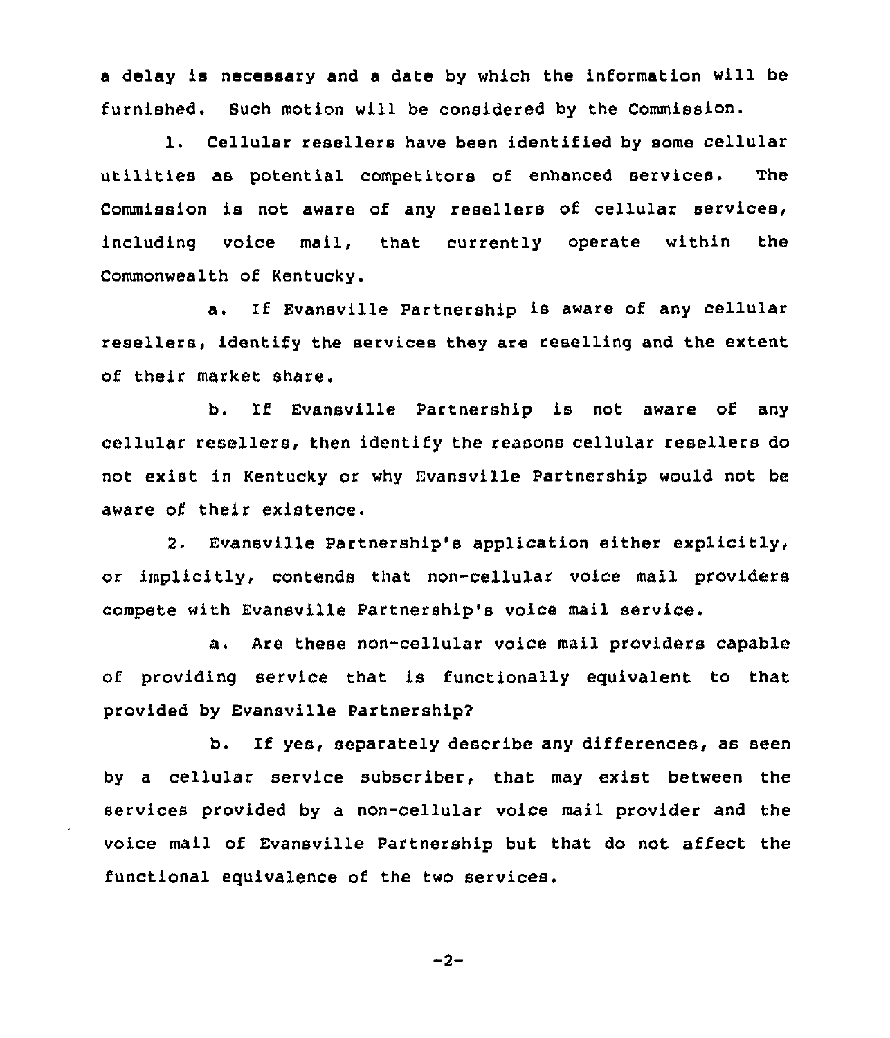a delay is necessary and a date by which the information will be furnished. Such motion will be considered by the Commission.

1. Cellular resellers have been identified by some cellular utilities as potential competitors of enhanced services. The Commission is not aware of any resellers of cellular services, including voice mail, that currently operate within the Commonwealth of Kentucky.

a. If Evansville Partnership is aware of any cellular resellers, identify the services they are reselling and the extent of their market share.

b. If Evansville Partnership is not aware of any cellular resellers, then identify the reasons cellular resellers do not exist in Kentucky or why Evansville Partnership would not be aware of their existence.

2. Evansville Partnership's application either explicitly, or implicitly, contends that non-cellular voice mail providers compete with Evansville Partnership's voice mail service.

a. Are these non-cellular voice mail providers capable of providing service that is functionally equivalent to that provided by Evansville Partnership?

b. If yes, separately describe any differences, as seen by a cellular service subscriber, that may exist between the services provided by a non-cellular voice mail provider and the voice mail of Evansville Partnership but that do not affect the functional equivalence of the two services.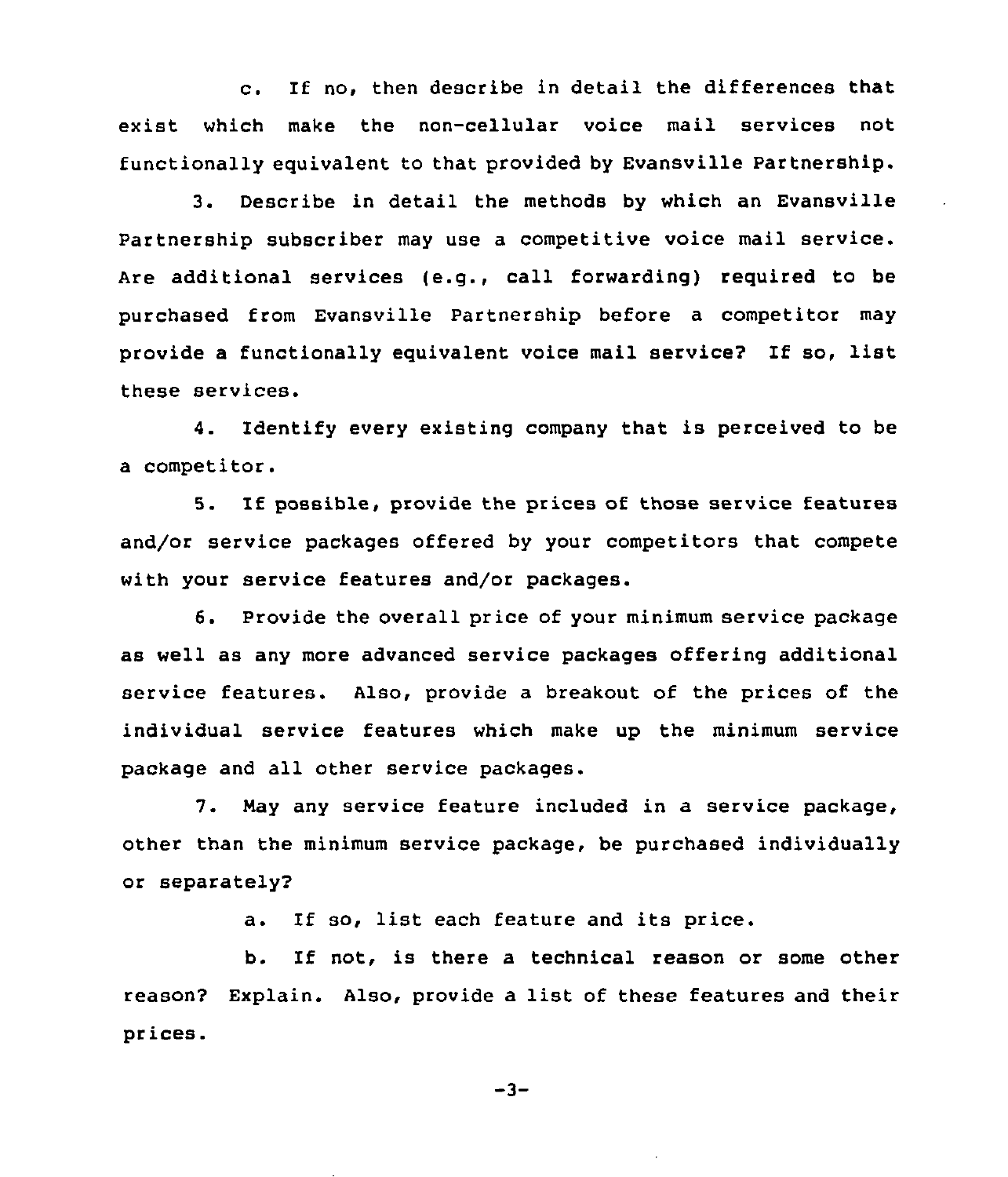c. If no, then describe in detail the differences that exist which make the non-cellular voice mail services not functionally equivalent to that provided by Evansville Partnership.

3. Describe in detail the methods by which an Evansville Partnership subscriber may use a competitive voice mail service. Are additional services (e.g., call forwarding) required to be purchased from Evansville Partnership before a competitor may provide a functionally equivalent voice mail service? If so, list these services.

4. Identify every existing company that is perceived to be a competitor.

5. If possible, provide the prices of those service features and/or service packages offered by your competitors that compete with your service features and/or packages.

6. Provide the overall price of your minimum service package as well as any more advanced service packages offering additional service features. Also, provide a breakout of the prices of the individual service features which make up the minimum service package and all other service packages.

7. May any service feature included in a service package, other than the minimum service package, be purchased individually or separately?

a. If so, list each feature and its price.

b. If not, is there a technical reason or some other reason? Explain. Also, provide a list of these features and their prices.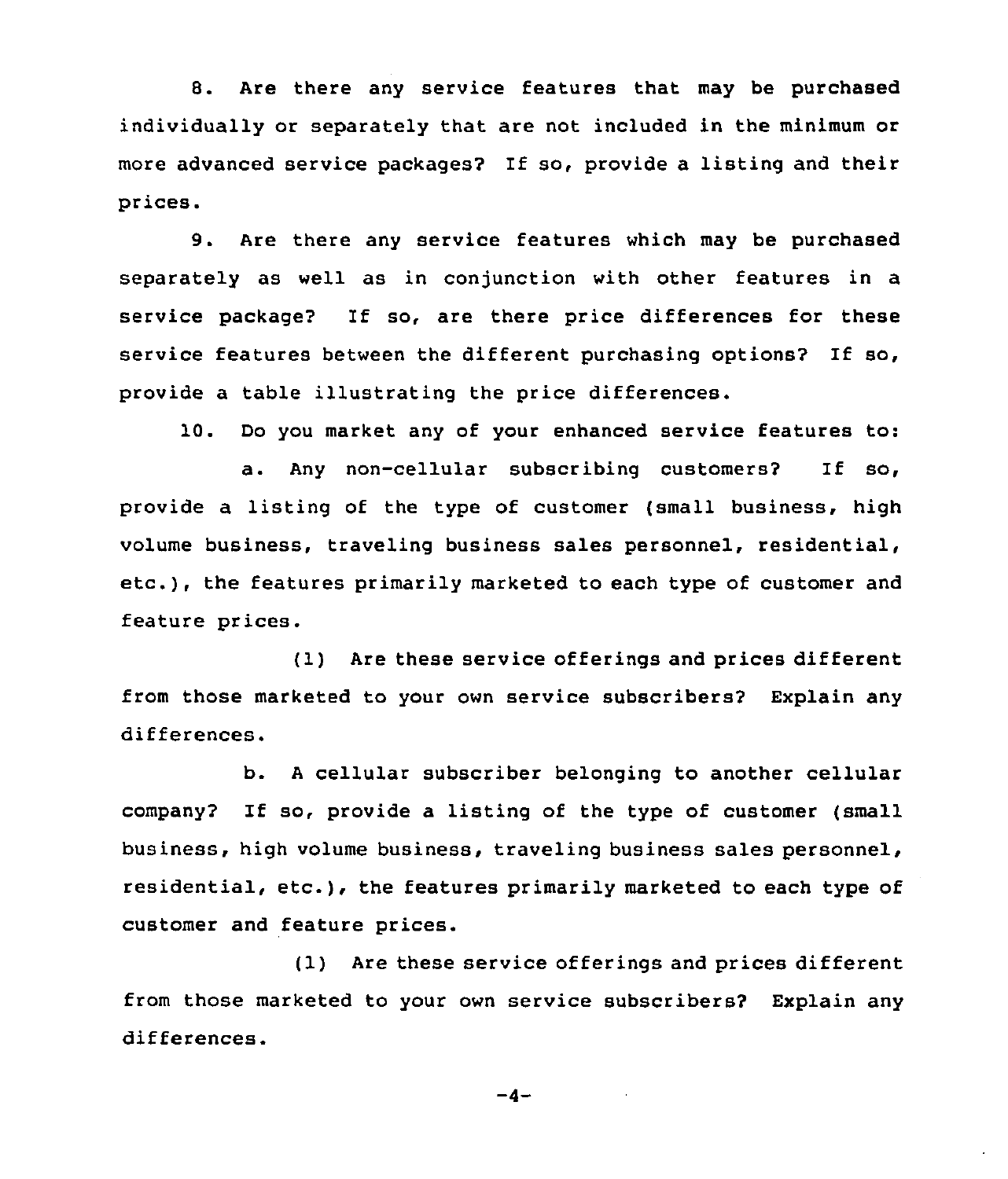8. Are there any service features that may be purchased individually or separately that are not included in the minimum or more advanced service packages? If so, provide a listing and their prices.

9. Are there any service features which may be purchased separately as well as in conjunction with other features in a service package? If so, are there price differences for these service features between the different purchasing options? If so, provide a table illustrating the price differences.

10. Do you market any of your enhanced service features to:

a. Any non-cellular subscribing customers? If so, provide a listing of the type of customer (small business, high volume business, traveling business sales personnel, residential, etc.), the features primarily marketed to each type of customer and feature prices.

(1) Are these service offerings and prices different from those marketed to your own service subscribers? Explain any differences.

b. A cellular subscriber belonging to another cellular company? If so, provide a listing of the type of customer (small business, high volume business, traveling business sales personnel, residential, etc.), the features primarily marketed to each type of customer and feature prices.

(1) Are these service offerings and prices different from those marketed to your own service subscribers? Explain any differences.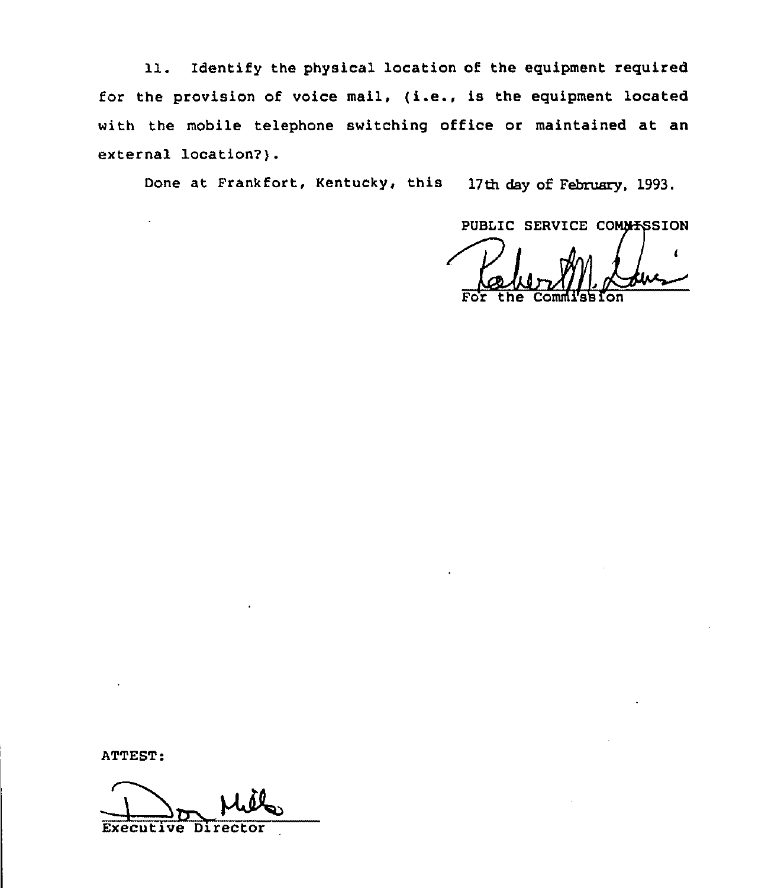11. Identify the physical location of the equipment required for the provision of voice mail, (i.e., is the equipment located with the mobile telephone switching office or maintained at an external location?).

Done at Frankfort, Kentucky, this 17th day of February, 1993.

PUBLIC SERVICE COMMISSION

For the Commission

ATTEST:

Executive Director